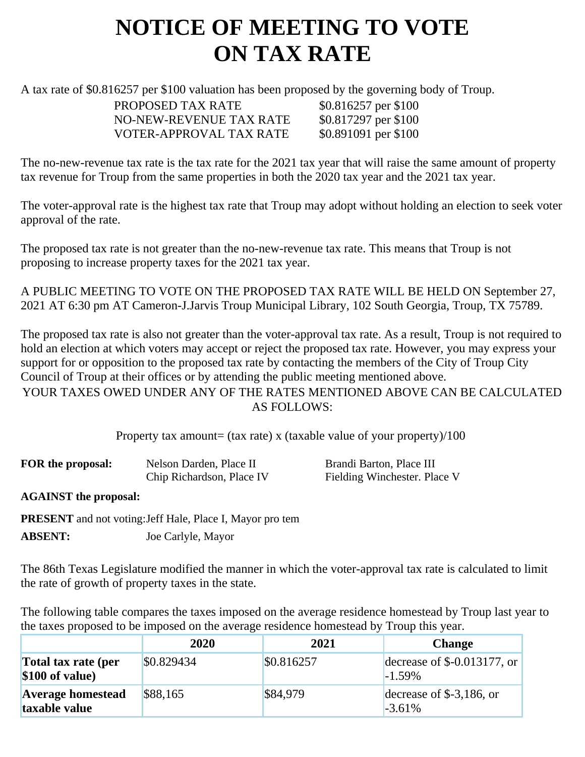# NOTICE OF MEETING TO VOTE ON TAX RATE

A tax rate of $0.816257 per $100 valuation has been proposed by the governing body of Troup.

| | |
|---|---|
| PROPOSED TAX RATE | $0.816257 per $100 |
| NO-NEW-REVENUE TAX RATE | $0.817297 per $100 |
| VOTER-APPROVAL TAX RATE | $0.891091 per $100 |

The no-new-revenue tax rate is the tax rate for the 2021 tax year that will raise the same amount of property tax revenue for Troup from the same properties in both the 2020 tax year and the 2021 tax year.

The voter-approval rate is the highest tax rate that Troup may adopt without holding an election to seek voter approval of the rate.

The proposed tax rate is not greater than the no-new-revenue tax rate. This means that Troup is not proposing to increase property taxes for the 2021 tax year.

A PUBLIC MEETING TO VOTE ON THE PROPOSED TAX RATE WILL BE HELD ON September 27, 2021 AT 6:30 pm AT Cameron-J.Jarvis Troup Municipal Library, 102 South Georgia, Troup, TX 75789.

The proposed tax rate is also not greater than the voter-approval tax rate. As a result, Troup is not required to hold an election at which voters may accept or reject the proposed tax rate. However, you may express your support for or opposition to the proposed tax rate by contacting the members of the City of Troup City Council of Troup at their offices or by attending the public meeting mentioned above.

YOUR TAXES OWED UNDER ANY OF THE RATES MENTIONED ABOVE CAN BE CALCULATED AS FOLLOWS:

Property tax amount= (tax rate) x (taxable value of your property)/100

**FOR the proposal:** Nelson Darden, Place II; Brandi Barton, Place III; Chip Richardson, Place IV; Fielding Winchester. Place V

**AGAINST the proposal:**

**PRESENT** and not voting: Jeff Hale, Place I, Mayor pro tem

**ABSENT:** Joe Carlyle, Mayor

The 86th Texas Legislature modified the manner in which the voter-approval tax rate is calculated to limit the rate of growth of property taxes in the state.

The following table compares the taxes imposed on the average residence homestead by Troup last year to the taxes proposed to be imposed on the average residence homestead by Troup this year.

| | 2020 | 2021 | Change |
|---|---|---|---|
| **Total tax rate (per $100 of value)** | $0.829434 | $0.816257 | decrease of $-0.013177, or -1.59% |
| **Average homestead taxable value** | $88,165 | $84,979 | decrease of $-3,186, or -3.61% |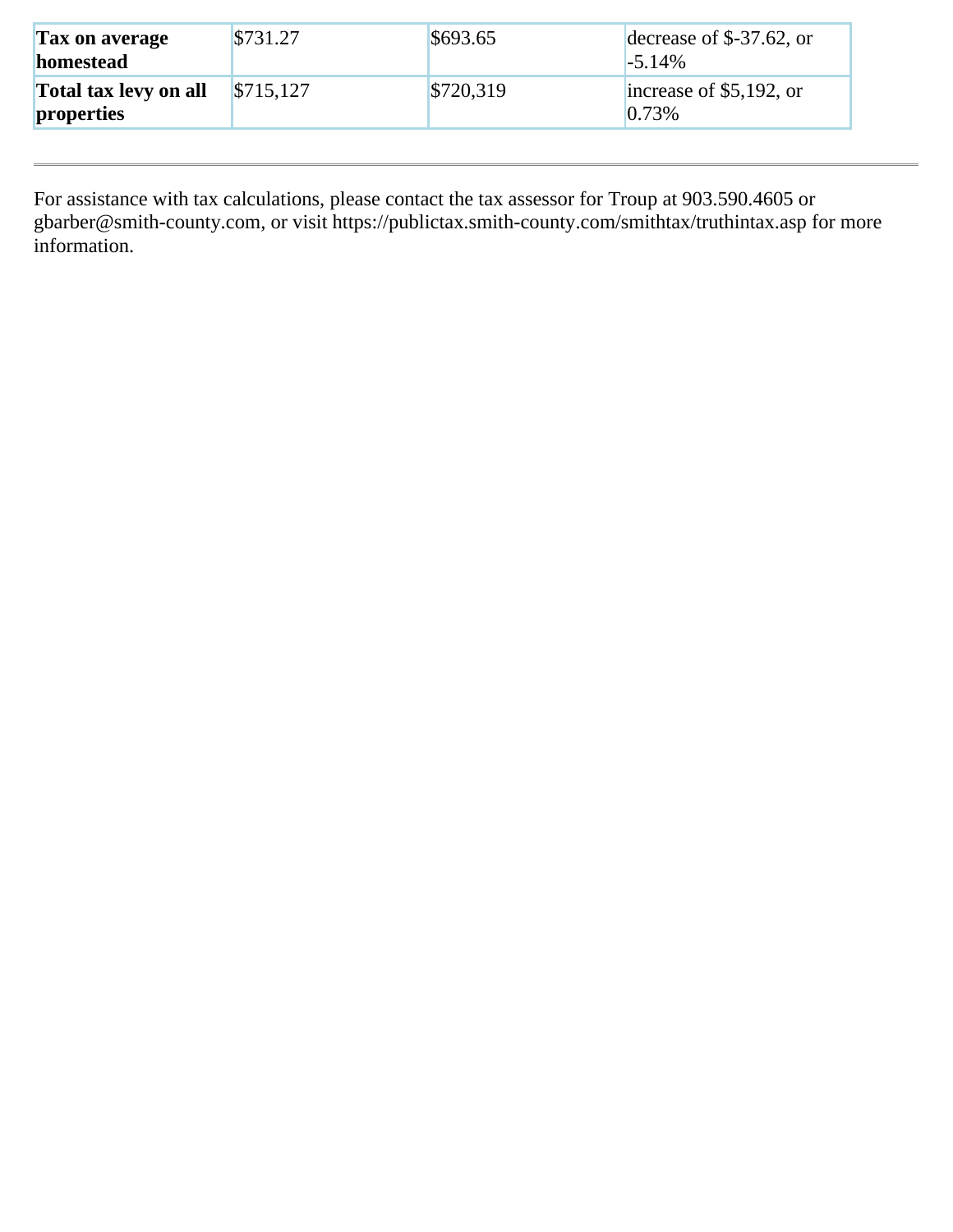| | | | |
|---|---|---|---|
| **Tax on average homestead** | $731.27 | $693.65 | decrease of $-37.62, or -5.14% |
| **Total tax levy on all properties** | $715,127 | $720,319 | increase of $5,192, or 0.73% |

---

For assistance with tax calculations, please contact the tax assessor for Troup at 903.590.4605 or gbarber@smith-county.com, or visit https://publictax.smith-county.com/smithtax/truthintax.asp for more information.